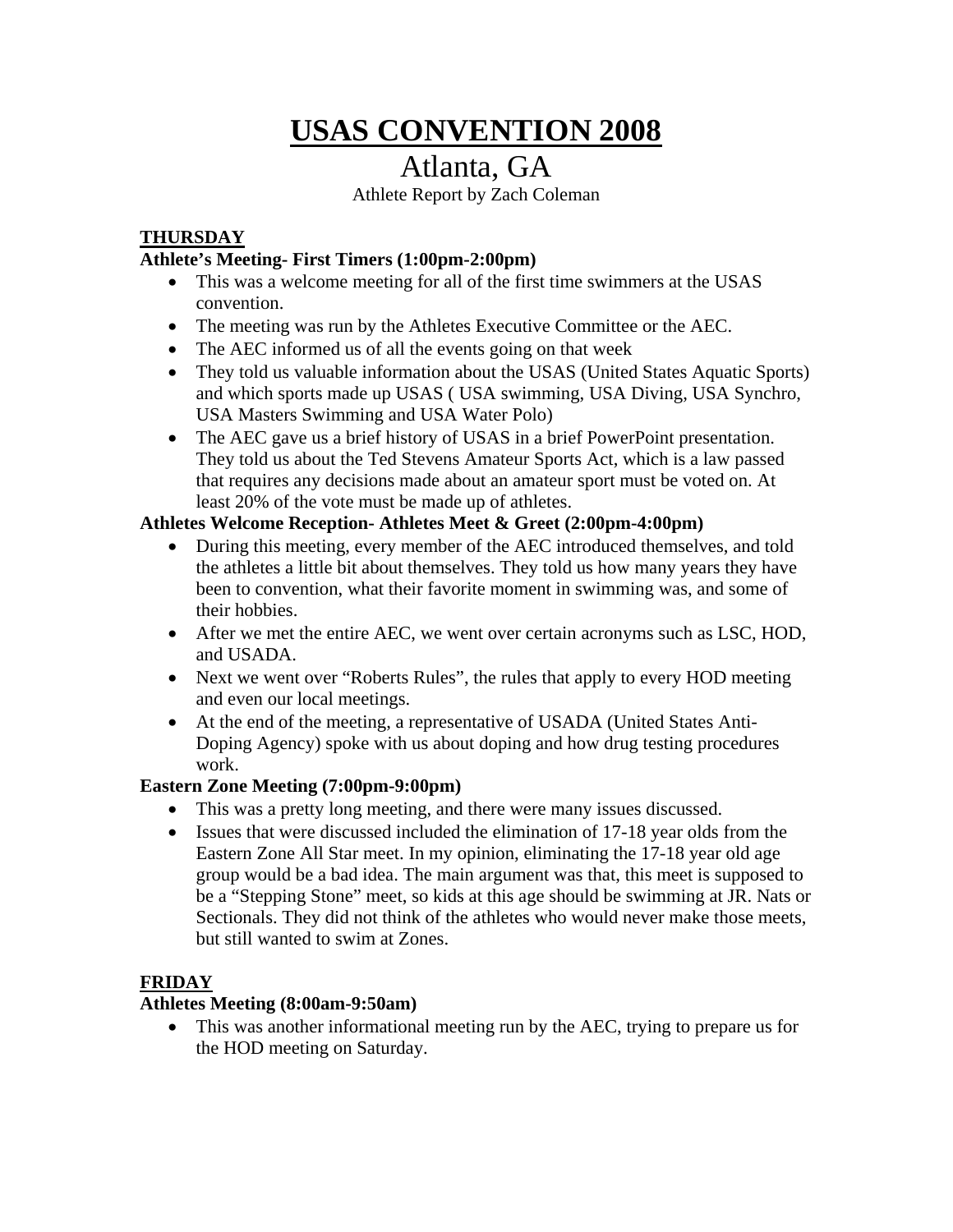# USAS CONVENTION 2008

## Atlanta, GA

Athlete Report by Zach Coleman

### THURSDAY

**Athlete's Meeting- First Timers (1:00pm-2:00pm)**

- This was a welcome meeting for all of the first time swimmers at the USAS convention.
- The meeting was run by the Athletes Executive Committee or the AEC.
- The AEC informed us of all the events going on that week
- They told us valuable information about the USAS (United States Aquatic Sports) and which sports made up USAS ( USA swimming, USA Diving, USA Synchro, USA Masters Swimming and USA Water Polo)
- The AEC gave us a brief history of USAS in a brief PowerPoint presentation. They told us about the Ted Stevens Amateur Sports Act, which is a law passed that requires any decisions made about an amateur sport must be voted on. At least 20% of the vote must be made up of athletes.

**Athletes Welcome Reception- Athletes Meet & Greet (2:00pm-4:00pm)**

- During this meeting, every member of the AEC introduced themselves, and told the athletes a little bit about themselves. They told us how many years they have been to convention, what their favorite moment in swimming was, and some of their hobbies.
- After we met the entire AEC, we went over certain acronyms such as LSC, HOD, and USADA.
- Next we went over "Roberts Rules", the rules that apply to every HOD meeting and even our local meetings.
- At the end of the meeting, a representative of USADA (United States Anti-Doping Agency) spoke with us about doping and how drug testing procedures work.

**Eastern Zone Meeting (7:00pm-9:00pm)**

- This was a pretty long meeting, and there were many issues discussed.
- Issues that were discussed included the elimination of 17-18 year olds from the Eastern Zone All Star meet. In my opinion, eliminating the 17-18 year old age group would be a bad idea. The main argument was that, this meet is supposed to be a "Stepping Stone" meet, so kids at this age should be swimming at JR. Nats or Sectionals. They did not think of the athletes who would never make those meets, but still wanted to swim at Zones.

### FRIDAY

**Athletes Meeting (8:00am-9:50am)**

- This was another informational meeting run by the AEC, trying to prepare us for the HOD meeting on Saturday.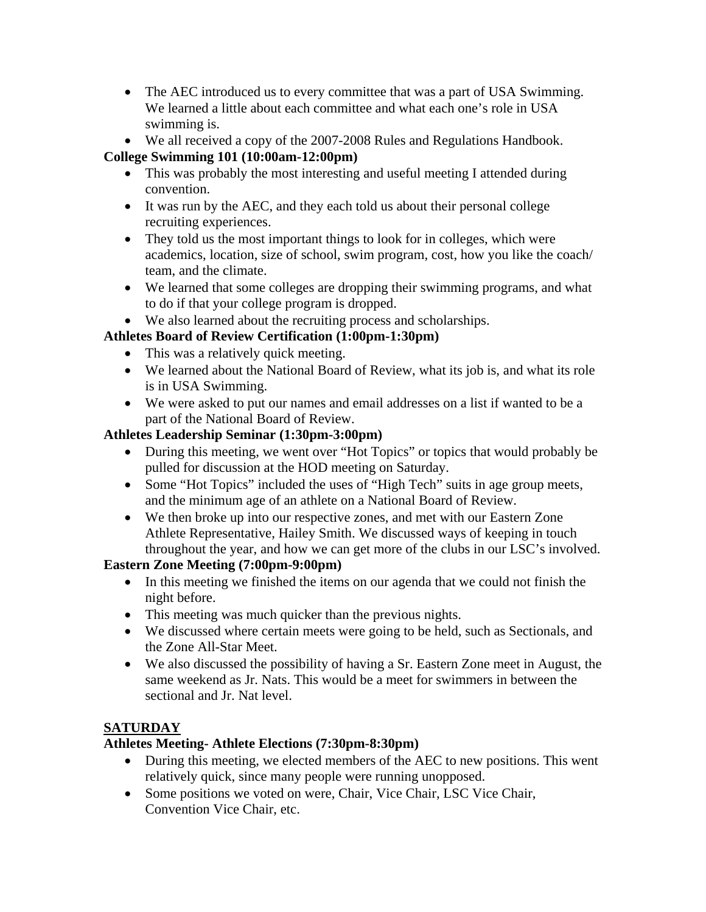- The AEC introduced us to every committee that was a part of USA Swimming. We learned a little about each committee and what each one's role in USA swimming is.
- We all received a copy of the 2007-2008 Rules and Regulations Handbook.

**College Swimming 101 (10:00am-12:00pm)**

- This was probably the most interesting and useful meeting I attended during convention.
- It was run by the AEC, and they each told us about their personal college recruiting experiences.
- They told us the most important things to look for in colleges, which were academics, location, size of school, swim program, cost, how you like the coach/ team, and the climate.
- We learned that some colleges are dropping their swimming programs, and what to do if that your college program is dropped.
- We also learned about the recruiting process and scholarships.

**Athletes Board of Review Certification (1:00pm-1:30pm)**

- This was a relatively quick meeting.
- We learned about the National Board of Review, what its job is, and what its role is in USA Swimming.
- We were asked to put our names and email addresses on a list if wanted to be a part of the National Board of Review.

**Athletes Leadership Seminar (1:30pm-3:00pm)**

- During this meeting, we went over "Hot Topics" or topics that would probably be pulled for discussion at the HOD meeting on Saturday.
- Some "Hot Topics" included the uses of "High Tech" suits in age group meets, and the minimum age of an athlete on a National Board of Review.
- We then broke up into our respective zones, and met with our Eastern Zone Athlete Representative, Hailey Smith. We discussed ways of keeping in touch throughout the year, and how we can get more of the clubs in our LSC's involved.

**Eastern Zone Meeting (7:00pm-9:00pm)**

- In this meeting we finished the items on our agenda that we could not finish the night before.
- This meeting was much quicker than the previous nights.
- We discussed where certain meets were going to be held, such as Sectionals, and the Zone All-Star Meet.
- We also discussed the possibility of having a Sr. Eastern Zone meet in August, the same weekend as Jr. Nats. This would be a meet for swimmers in between the sectional and Jr. Nat level.

**<u>SATURDAY</u>**

**Athletes Meeting- Athlete Elections (7:30pm-8:30pm)**

- During this meeting, we elected members of the AEC to new positions. This went relatively quick, since many people were running unopposed.
- Some positions we voted on were, Chair, Vice Chair, LSC Vice Chair, Convention Vice Chair, etc.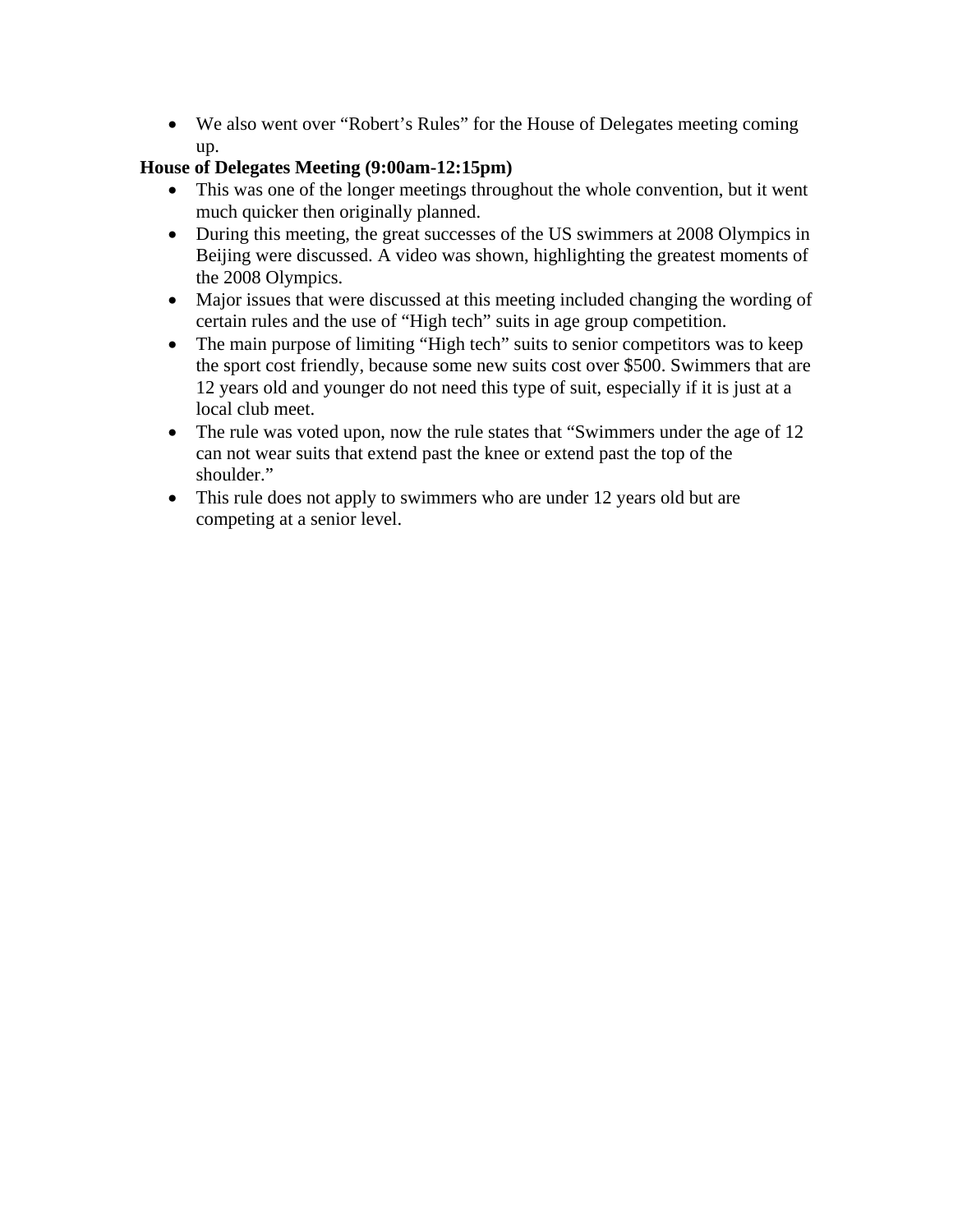- We also went over "Robert's Rules" for the House of Delegates meeting coming up.

**House of Delegates Meeting (9:00am-12:15pm)**

- This was one of the longer meetings throughout the whole convention, but it went much quicker then originally planned.
- During this meeting, the great successes of the US swimmers at 2008 Olympics in Beijing were discussed. A video was shown, highlighting the greatest moments of the 2008 Olympics.
- Major issues that were discussed at this meeting included changing the wording of certain rules and the use of "High tech" suits in age group competition.
- The main purpose of limiting "High tech" suits to senior competitors was to keep the sport cost friendly, because some new suits cost over $500. Swimmers that are 12 years old and younger do not need this type of suit, especially if it is just at a local club meet.
- The rule was voted upon, now the rule states that "Swimmers under the age of 12 can not wear suits that extend past the knee or extend past the top of the shoulder."
- This rule does not apply to swimmers who are under 12 years old but are competing at a senior level.